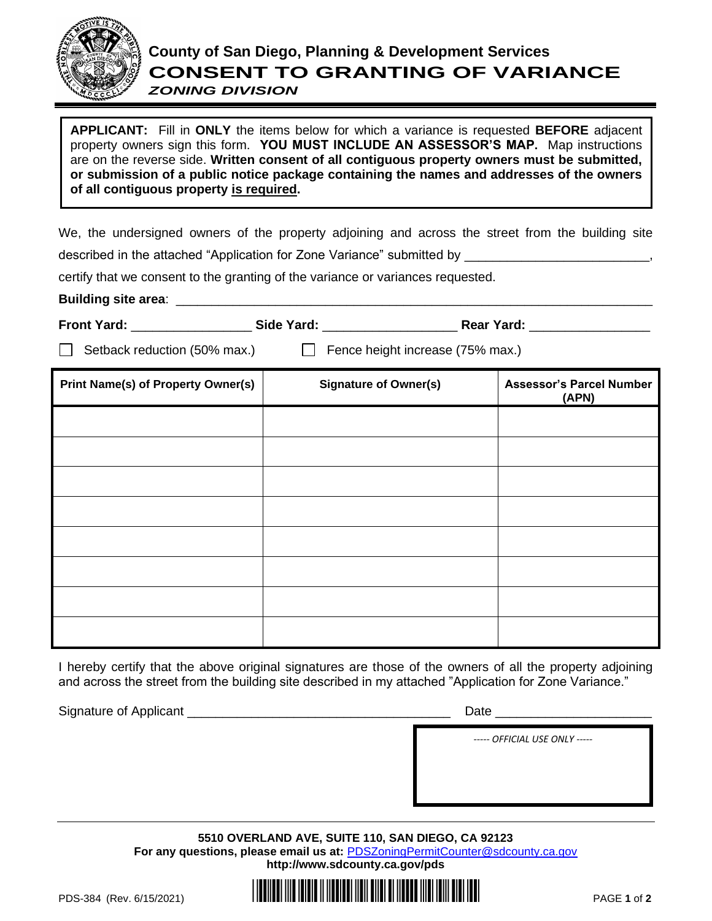# County of San Diego, Planning & Development Services

## CONSENT TO GRANTING OF VARIANCE

***ZONING DIVISION***

**APPLICANT:** Fill in **ONLY** the items below for which a variance is requested **BEFORE** adjacent property owners sign this form. **YOU MUST INCLUDE AN ASSESSOR'S MAP.** Map instructions are on the reverse side. **Written consent of all contiguous property owners must be submitted, or submission of a public notice package containing the names and addresses of the owners of all contiguous property is required.**

We, the undersigned owners of the property adjoining and across the street from the building site described in the attached "Application for Zone Variance" submitted by ___________________________, certify that we consent to the granting of the variance or variances requested.

**Building site area**: ______________________________________________________________________

**Front Yard:** _________________ **Side Yard:** ___________________ **Rear Yard:** _________________

☐ Setback reduction (50% max.)   ☐ Fence height increase (75% max.)

| Print Name(s) of Property Owner(s) | Signature of Owner(s) | Assessor's Parcel Number (APN) |
|---|---|---|
| | | |
| | | |
| | | |
| | | |
| | | |
| | | |
| | | |
| | | |

I hereby certify that the above original signatures are those of the owners of all the property adjoining and across the street from the building site described in my attached "Application for Zone Variance."

Signature of Applicant _____________________________________ Date ______________________

*----- OFFICIAL USE ONLY -----*

**5510 OVERLAND AVE, SUITE 110, SAN DIEGO, CA 92123**
**For any questions, please email us at:** PDSZoningPermitCounter@sdcounty.ca.gov
**http://www.sdcounty.ca.gov/pds**

PDS-384 (Rev. 6/15/2021)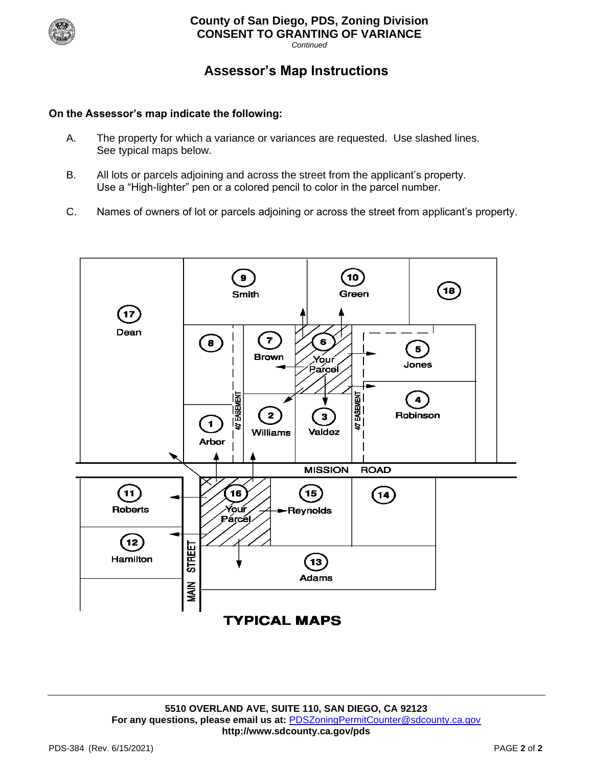**County of San Diego, PDS, Zoning Division**
**CONSENT TO GRANTING OF VARIANCE**
*Continued*

## Assessor's Map Instructions

**On the Assessor's map indicate the following:**

A. The property for which a variance or variances are requested. Use slashed lines. See typical maps below.

B. All lots or parcels adjoining and across the street from the applicant's property. Use a "High-lighter" pen or a colored pencil to color in the parcel number.

C. Names of owners of lot or parcels adjoining or across the street from applicant's property.

9 Smith
10 Green
18
17 Dean
8
7 Brown
6 Your Parcel
5 Jones
4 Robinson
1 Arbor
2 Williams
3 Valdez
40' EASEMENT
40' EASEMENT
MISSION ROAD
11 Roberts
16 Your Parcel
15 Reynolds
14
12 Hamilton
13 Adams
MAIN STREET

**TYPICAL MAPS**

**5510 OVERLAND AVE, SUITE 110, SAN DIEGO, CA 92123**
**For any questions, please email us at:** PDSZoningPermitCounter@sdcounty.ca.gov
**http://www.sdcounty.ca.gov/pds**

PDS-384 (Rev. 6/15/2021)